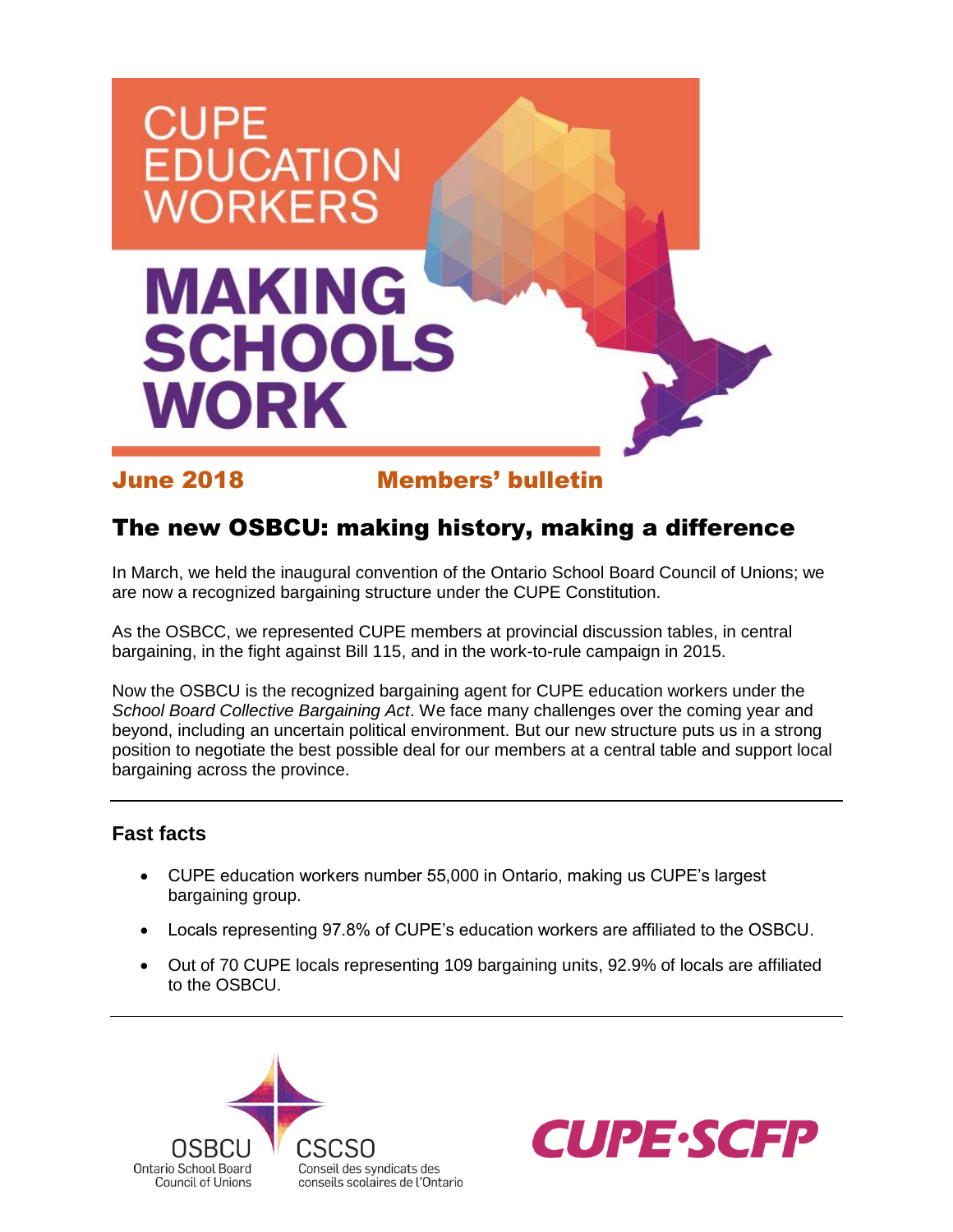# CUPE EDUCATION WORKERS

# MAKING SCHOOLS WORK

**June 2018** **Members' bulletin**

## The new OSBCU: making history, making a difference

In March, we held the inaugural convention of the Ontario School Board Council of Unions; we are now a recognized bargaining structure under the CUPE Constitution.

As the OSBCC, we represented CUPE members at provincial discussion tables, in central bargaining, in the fight against Bill 115, and in the work-to-rule campaign in 2015.

Now the OSBCU is the recognized bargaining agent for CUPE education workers under the *School Board Collective Bargaining Act*. We face many challenges over the coming year and beyond, including an uncertain political environment. But our new structure puts us in a strong position to negotiate the best possible deal for our members at a central table and support local bargaining across the province.

---

### Fast facts

- CUPE education workers number 55,000 in Ontario, making us CUPE's largest bargaining group.
- Locals representing 97.8% of CUPE's education workers are affiliated to the OSBCU.
- Out of 70 CUPE locals representing 109 bargaining units, 92.9% of locals are affiliated to the OSBCU.

---

OSBCU Ontario School Board Council of Unions

CSCSO Conseil des syndicats des conseils scolaires de l'Ontario

CUPE·SCFP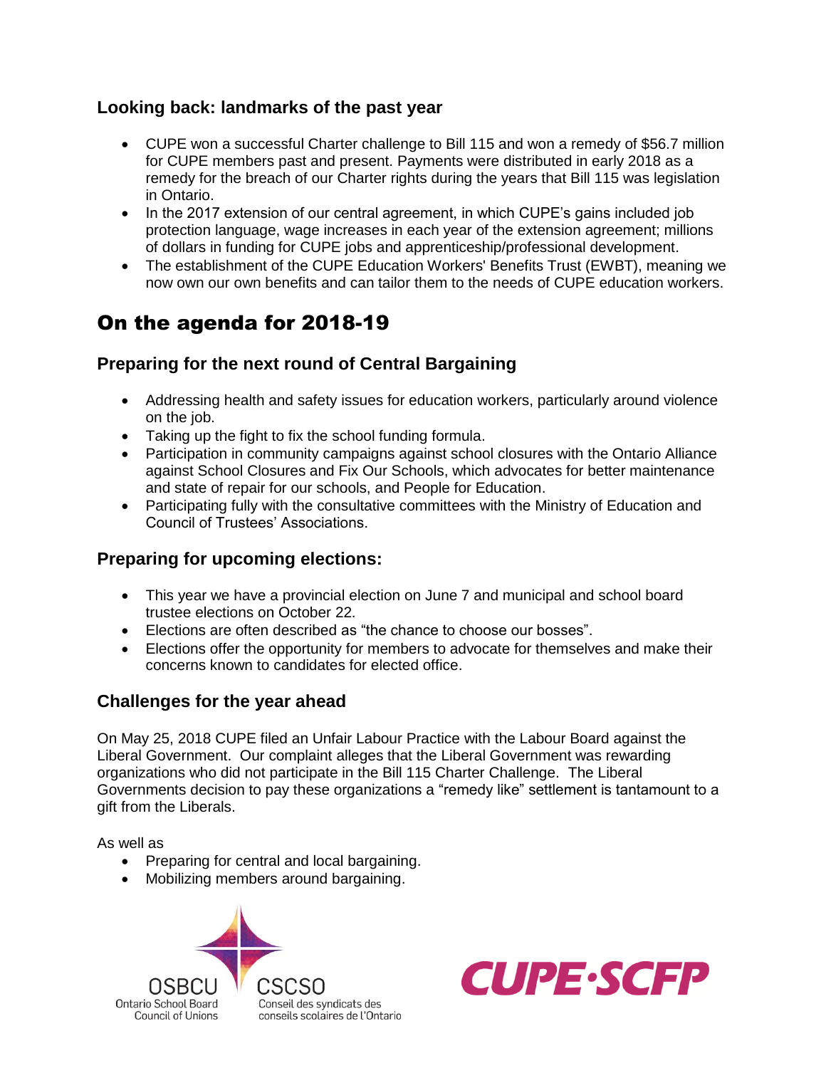### Looking back: landmarks of the past year

- CUPE won a successful Charter challenge to Bill 115 and won a remedy of $56.7 million for CUPE members past and present. Payments were distributed in early 2018 as a remedy for the breach of our Charter rights during the years that Bill 115 was legislation in Ontario.
- In the 2017 extension of our central agreement, in which CUPE's gains included job protection language, wage increases in each year of the extension agreement; millions of dollars in funding for CUPE jobs and apprenticeship/professional development.
- The establishment of the CUPE Education Workers' Benefits Trust (EWBT), meaning we now own our own benefits and can tailor them to the needs of CUPE education workers.

## On the agenda for 2018-19

### Preparing for the next round of Central Bargaining

- Addressing health and safety issues for education workers, particularly around violence on the job.
- Taking up the fight to fix the school funding formula.
- Participation in community campaigns against school closures with the Ontario Alliance against School Closures and Fix Our Schools, which advocates for better maintenance and state of repair for our schools, and People for Education.
- Participating fully with the consultative committees with the Ministry of Education and Council of Trustees' Associations.

### Preparing for upcoming elections:

- This year we have a provincial election on June 7 and municipal and school board trustee elections on October 22.
- Elections are often described as "the chance to choose our bosses".
- Elections offer the opportunity for members to advocate for themselves and make their concerns known to candidates for elected office.

### Challenges for the year ahead

On May 25, 2018 CUPE filed an Unfair Labour Practice with the Labour Board against the Liberal Government. Our complaint alleges that the Liberal Government was rewarding organizations who did not participate in the Bill 115 Charter Challenge. The Liberal Governments decision to pay these organizations a "remedy like" settlement is tantamount to a gift from the Liberals.

As well as

- Preparing for central and local bargaining.
- Mobilizing members around bargaining.

OSBCU Ontario School Board Council of Unions | CSCSO Conseil des syndicats des conseils scolaires de l'Ontario

CUPE·SCFP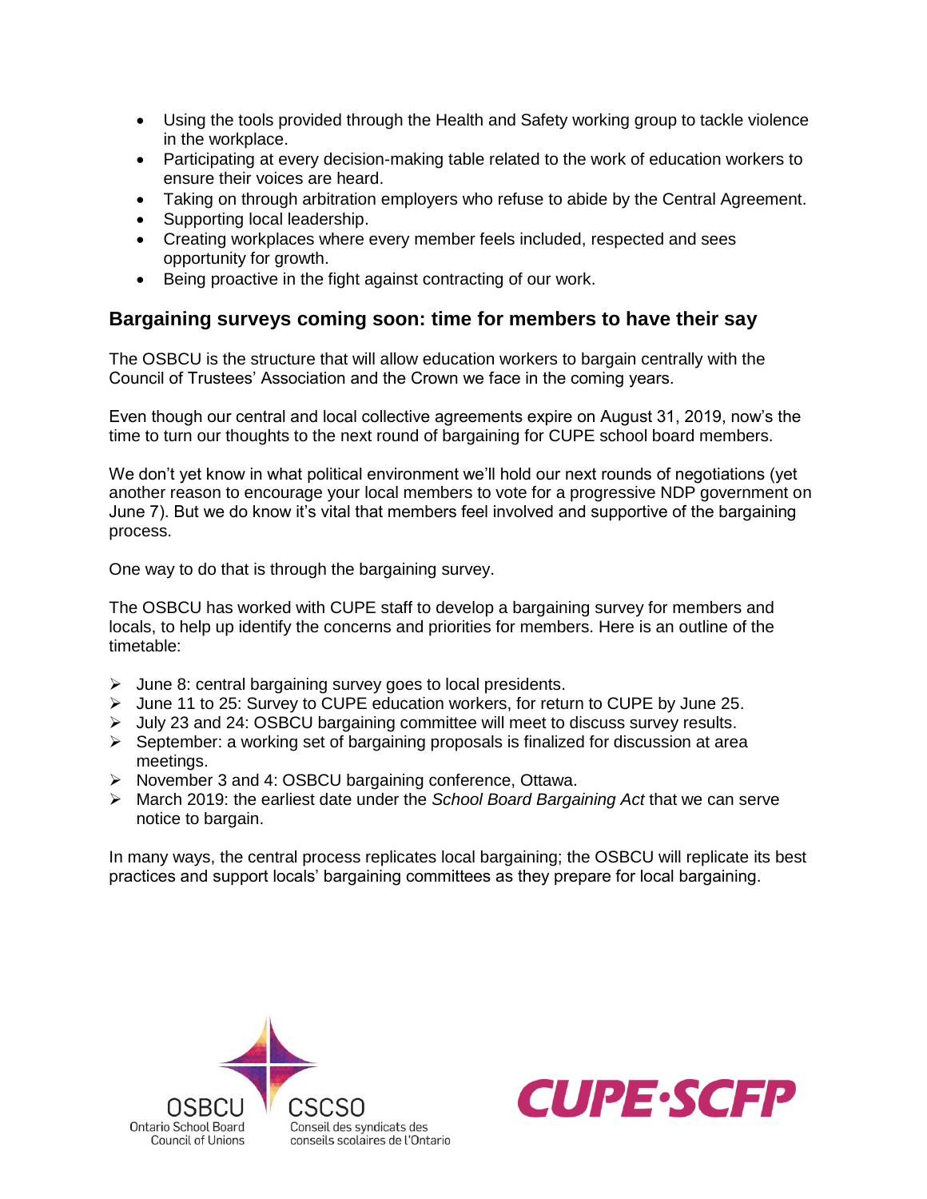- Using the tools provided through the Health and Safety working group to tackle violence in the workplace.
- Participating at every decision-making table related to the work of education workers to ensure their voices are heard.
- Taking on through arbitration employers who refuse to abide by the Central Agreement.
- Supporting local leadership.
- Creating workplaces where every member feels included, respected and sees opportunity for growth.
- Being proactive in the fight against contracting of our work.

## Bargaining surveys coming soon: time for members to have their say

The OSBCU is the structure that will allow education workers to bargain centrally with the Council of Trustees' Association and the Crown we face in the coming years.

Even though our central and local collective agreements expire on August 31, 2019, now's the time to turn our thoughts to the next round of bargaining for CUPE school board members.

We don't yet know in what political environment we'll hold our next rounds of negotiations (yet another reason to encourage your local members to vote for a progressive NDP government on June 7). But we do know it's vital that members feel involved and supportive of the bargaining process.

One way to do that is through the bargaining survey.

The OSBCU has worked with CUPE staff to develop a bargaining survey for members and locals, to help up identify the concerns and priorities for members. Here is an outline of the timetable:

- June 8: central bargaining survey goes to local presidents.
- June 11 to 25: Survey to CUPE education workers, for return to CUPE by June 25.
- July 23 and 24: OSBCU bargaining committee will meet to discuss survey results.
- September: a working set of bargaining proposals is finalized for discussion at area meetings.
- November 3 and 4: OSBCU bargaining conference, Ottawa.
- March 2019: the earliest date under the *School Board Bargaining Act* that we can serve notice to bargain.

In many ways, the central process replicates local bargaining; the OSBCU will replicate its best practices and support locals' bargaining committees as they prepare for local bargaining.

OSBCU Ontario School Board Council of Unions | CSCSO Conseil des syndicats des conseils scolaires de l'Ontario

CUPE·SCFP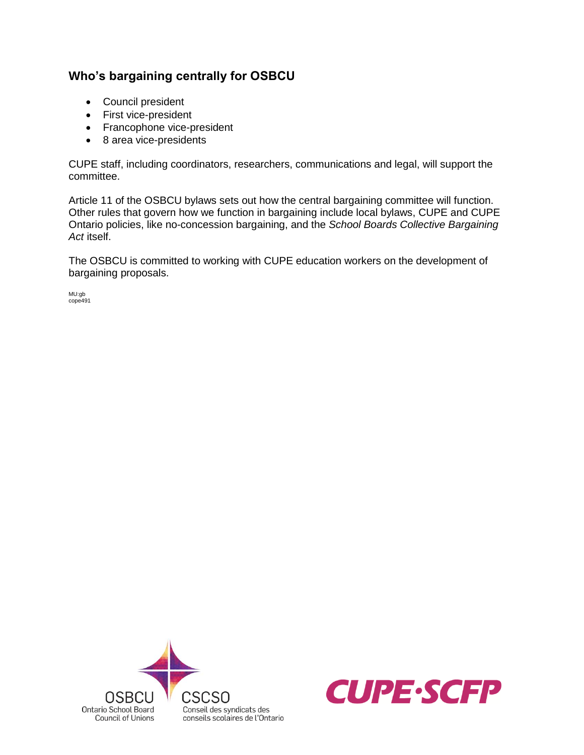## Who's bargaining centrally for OSBCU

- Council president
- First vice-president
- Francophone vice-president
- 8 area vice-presidents

CUPE staff, including coordinators, researchers, communications and legal, will support the committee.

Article 11 of the OSBCU bylaws sets out how the central bargaining committee will function. Other rules that govern how we function in bargaining include local bylaws, CUPE and CUPE Ontario policies, like no-concession bargaining, and the *School Boards Collective Bargaining Act* itself.

The OSBCU is committed to working with CUPE education workers on the development of bargaining proposals.

MU:gb
cope491

OSBCU
Ontario School Board
Council of Unions

CSCSO
Conseil des syndicats des
conseils scolaires de l'Ontario

CUPE·SCFP